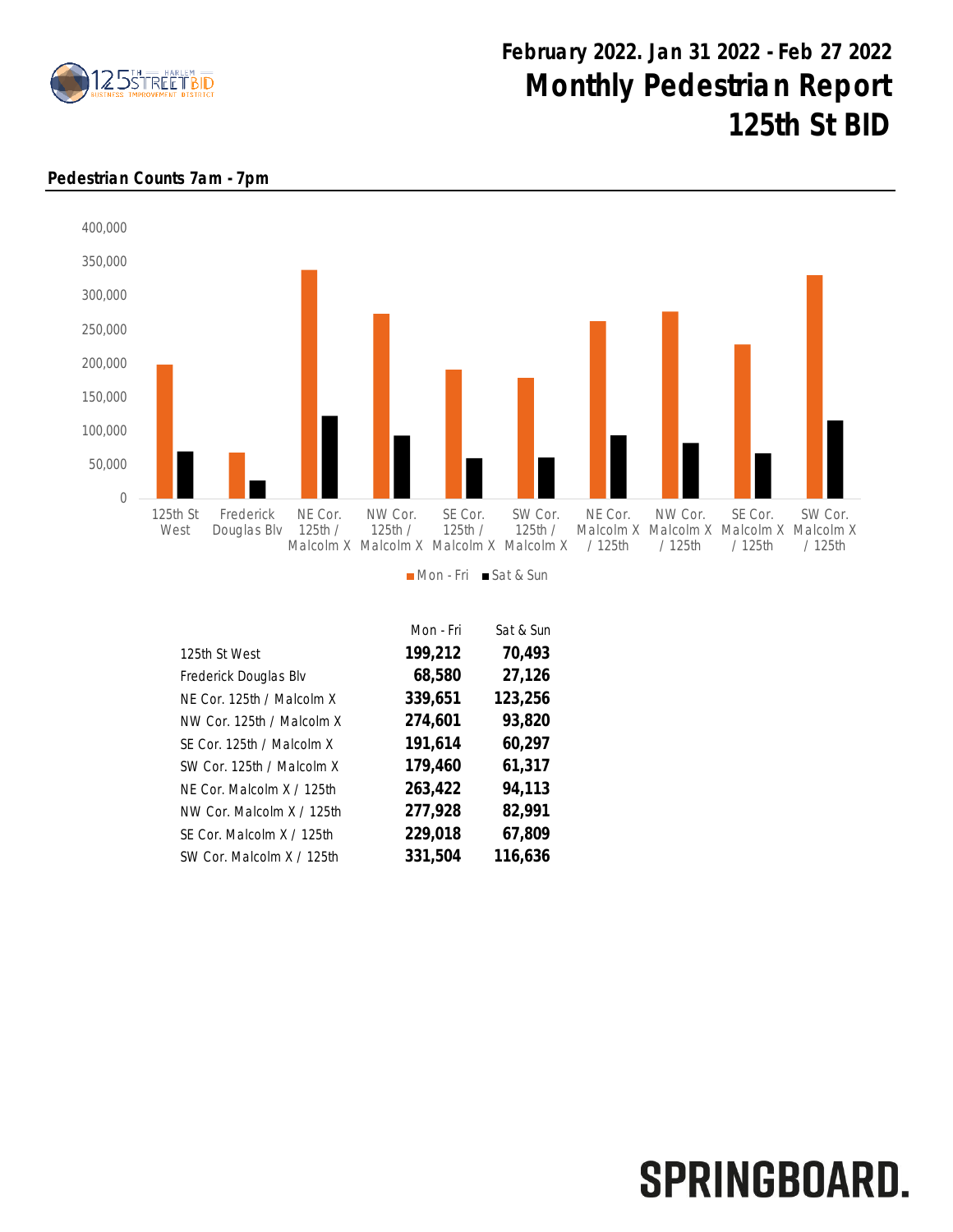# February 2022. Jan 31 2022 - Feb 27 2022

# Monthly Pedestrian Report

# 125th St BID

**Pedestrian Counts 7am - 7pm**

| | Mon - Fri | Sat & Sun |
|---|---|---|
| 125th St West | **199,212** | **70,493** |
| Frederick Douglas Blv | **68,580** | **27,126** |
| NE Cor. 125th / Malcolm X | **339,651** | **123,256** |
| NW Cor. 125th / Malcolm X | **274,601** | **93,820** |
| SE Cor. 125th / Malcolm X | **191,614** | **60,297** |
| SW Cor. 125th / Malcolm X | **179,460** | **61,317** |
| NE Cor. Malcolm X / 125th | **263,422** | **94,113** |
| NW Cor. Malcolm X / 125th | **277,928** | **82,991** |
| SE Cor. Malcolm X / 125th | **229,018** | **67,809** |
| SW Cor. Malcolm X / 125th | **331,504** | **116,636** |

SPRINGBOARD.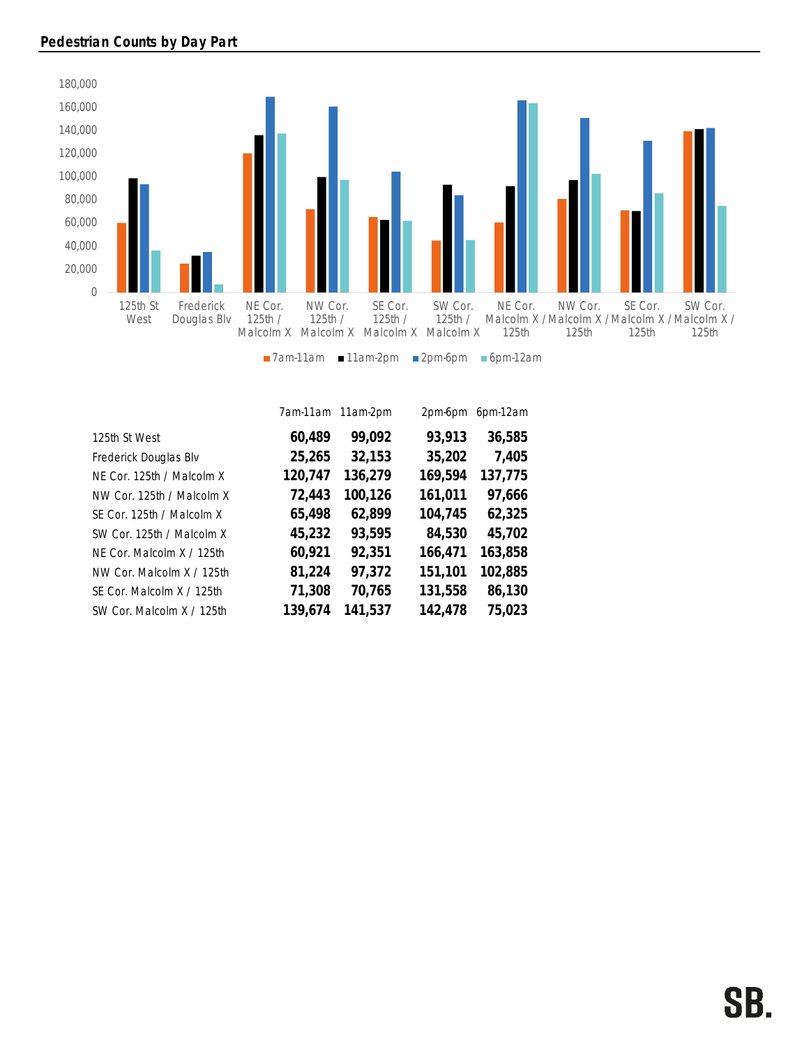## Pedestrian Counts by Day Part

| | 7am-11am | 11am-2pm | 2pm-6pm | 6pm-12am |
|---|---|---|---|---|
| 125th St West | **60,489** | **99,092** | **93,913** | **36,585** |
| Frederick Douglas Blv | **25,265** | **32,153** | **35,202** | **7,405** |
| NE Cor. 125th / Malcolm X | **120,747** | **136,279** | **169,594** | **137,775** |
| NW Cor. 125th / Malcolm X | **72,443** | **100,126** | **161,011** | **97,666** |
| SE Cor. 125th / Malcolm X | **65,498** | **62,899** | **104,745** | **62,325** |
| SW Cor. 125th / Malcolm X | **45,232** | **93,595** | **84,530** | **45,702** |
| NE Cor. Malcolm X / 125th | **60,921** | **92,351** | **166,471** | **163,858** |
| NW Cor. Malcolm X / 125th | **81,224** | **97,372** | **151,101** | **102,885** |
| SE Cor. Malcolm X / 125th | **71,308** | **70,765** | **131,558** | **86,130** |
| SW Cor. Malcolm X / 125th | **139,674** | **141,537** | **142,478** | **75,023** |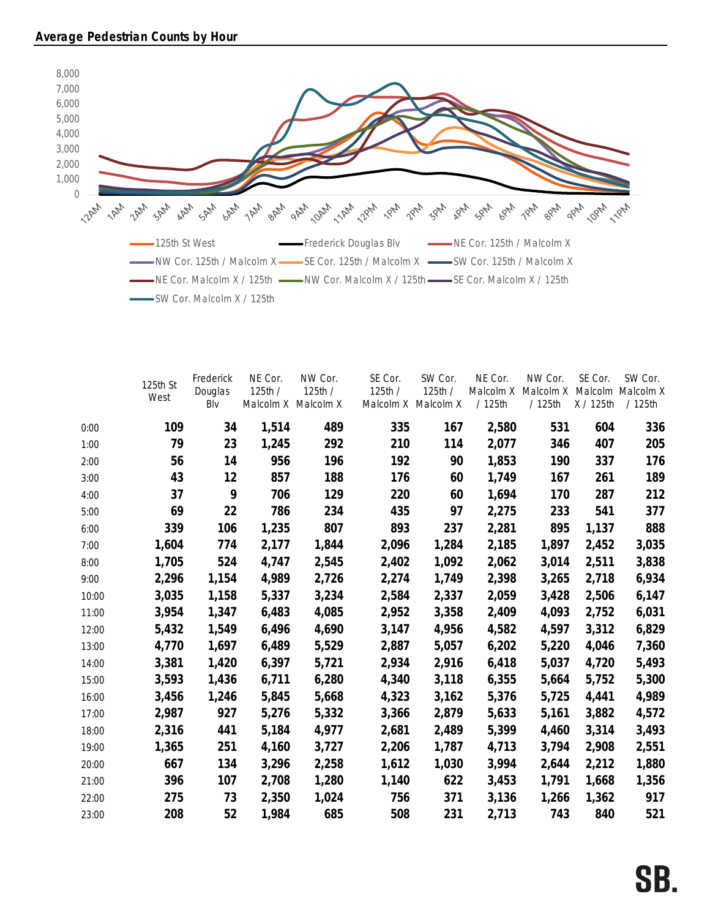**Average Pedestrian Counts by Hour**

|  | 125th St West | Frederick Douglas Blv | NE Cor. 125th / Malcolm X | NW Cor. 125th / Malcolm X | SE Cor. 125th / Malcolm X | SW Cor. 125th / Malcolm X | NE Cor. Malcolm X / 125th | NW Cor. Malcolm X / 125th | SE Cor. Malcolm X / 125th | SW Cor. Malcolm X / 125th |
|---|---|---|---|---|---|---|---|---|---|---|
| 0:00 | **109** | **34** | **1,514** | **489** | **335** | **167** | **2,580** | **531** | **604** | **336** |
| 1:00 | **79** | **23** | **1,245** | **292** | **210** | **114** | **2,077** | **346** | **407** | **205** |
| 2:00 | **56** | **14** | **956** | **196** | **192** | **90** | **1,853** | **190** | **337** | **176** |
| 3:00 | **43** | **12** | **857** | **188** | **176** | **60** | **1,749** | **167** | **261** | **189** |
| 4:00 | **37** | **9** | **706** | **129** | **220** | **60** | **1,694** | **170** | **287** | **212** |
| 5:00 | **69** | **22** | **786** | **234** | **435** | **97** | **2,275** | **233** | **541** | **377** |
| 6:00 | **339** | **106** | **1,235** | **807** | **893** | **237** | **2,281** | **895** | **1,137** | **888** |
| 7:00 | **1,604** | **774** | **2,177** | **1,844** | **2,096** | **1,284** | **2,185** | **1,897** | **2,452** | **3,035** |
| 8:00 | **1,705** | **524** | **4,747** | **2,545** | **2,402** | **1,092** | **2,062** | **3,014** | **2,511** | **3,838** |
| 9:00 | **2,296** | **1,154** | **4,989** | **2,726** | **2,274** | **1,749** | **2,398** | **3,265** | **2,718** | **6,934** |
| 10:00 | **3,035** | **1,158** | **5,337** | **3,234** | **2,584** | **2,337** | **2,059** | **3,428** | **2,506** | **6,147** |
| 11:00 | **3,954** | **1,347** | **6,483** | **4,085** | **2,952** | **3,358** | **2,409** | **4,093** | **2,752** | **6,031** |
| 12:00 | **5,432** | **1,549** | **6,496** | **4,690** | **3,147** | **4,956** | **4,582** | **4,597** | **3,312** | **6,829** |
| 13:00 | **4,770** | **1,697** | **6,489** | **5,529** | **2,887** | **5,057** | **6,202** | **5,220** | **4,046** | **7,360** |
| 14:00 | **3,381** | **1,420** | **6,397** | **5,721** | **2,934** | **2,916** | **6,418** | **5,037** | **4,720** | **5,493** |
| 15:00 | **3,593** | **1,436** | **6,711** | **6,280** | **4,340** | **3,118** | **6,355** | **5,664** | **5,752** | **5,300** |
| 16:00 | **3,456** | **1,246** | **5,845** | **5,668** | **4,323** | **3,162** | **5,376** | **5,725** | **4,441** | **4,989** |
| 17:00 | **2,987** | **927** | **5,276** | **5,332** | **3,366** | **2,879** | **5,633** | **5,161** | **3,882** | **4,572** |
| 18:00 | **2,316** | **441** | **5,184** | **4,977** | **2,681** | **2,489** | **5,399** | **4,460** | **3,314** | **3,493** |
| 19:00 | **1,365** | **251** | **4,160** | **3,727** | **2,206** | **1,787** | **4,713** | **3,794** | **2,908** | **2,551** |
| 20:00 | **667** | **134** | **3,296** | **2,258** | **1,612** | **1,030** | **3,994** | **2,644** | **2,212** | **1,880** |
| 21:00 | **396** | **107** | **2,708** | **1,280** | **1,140** | **622** | **3,453** | **1,791** | **1,668** | **1,356** |
| 22:00 | **275** | **73** | **2,350** | **1,024** | **756** | **371** | **3,136** | **1,266** | **1,362** | **917** |
| 23:00 | **208** | **52** | **1,984** | **685** | **508** | **231** | **2,713** | **743** | **840** | **521** |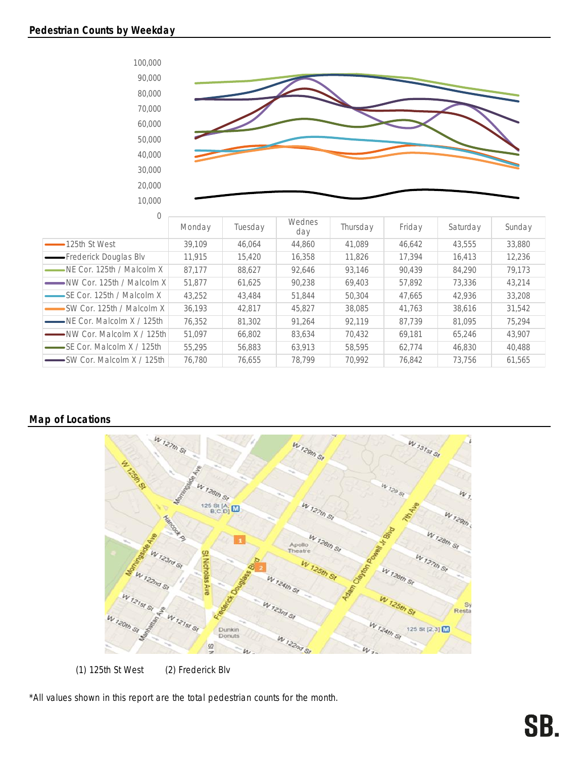## Pedestrian Counts by Weekday

100,000
90,000
80,000
70,000
60,000
50,000
40,000
30,000
20,000
10,000
0

| | Monday | Tuesday | Wednesday | Thursday | Friday | Saturday | Sunday |
|---|---|---|---|---|---|---|---|
| 125th St West | 39,109 | 46,064 | 44,860 | 41,089 | 46,642 | 43,555 | 33,880 |
| Frederick Douglas Blv | 11,915 | 15,420 | 16,358 | 11,826 | 17,394 | 16,413 | 12,236 |
| NE Cor. 125th / Malcolm X | 87,177 | 88,627 | 92,646 | 93,146 | 90,439 | 84,290 | 79,173 |
| NW Cor. 125th / Malcolm X | 51,877 | 61,625 | 90,238 | 69,403 | 57,892 | 73,336 | 43,214 |
| SE Cor. 125th / Malcolm X | 43,252 | 43,484 | 51,844 | 50,304 | 47,665 | 42,936 | 33,208 |
| SW Cor. 125th / Malcolm X | 36,193 | 42,817 | 45,827 | 38,085 | 41,763 | 38,616 | 31,542 |
| NE Cor. Malcolm X / 125th | 76,352 | 81,302 | 91,264 | 92,119 | 87,739 | 81,095 | 75,294 |
| NW Cor. Malcolm X / 125th | 51,097 | 66,802 | 83,634 | 70,432 | 69,181 | 65,246 | 43,907 |
| SE Cor. Malcolm X / 125th | 55,295 | 56,883 | 63,913 | 58,595 | 62,774 | 46,830 | 40,488 |
| SW Cor. Malcolm X / 125th | 76,780 | 76,655 | 78,799 | 70,992 | 76,842 | 73,756 | 61,565 |

## Map of Locations

(1) 125th St West (2) Frederick Blv

*All values shown in this report are the total pedestrian counts for the month.